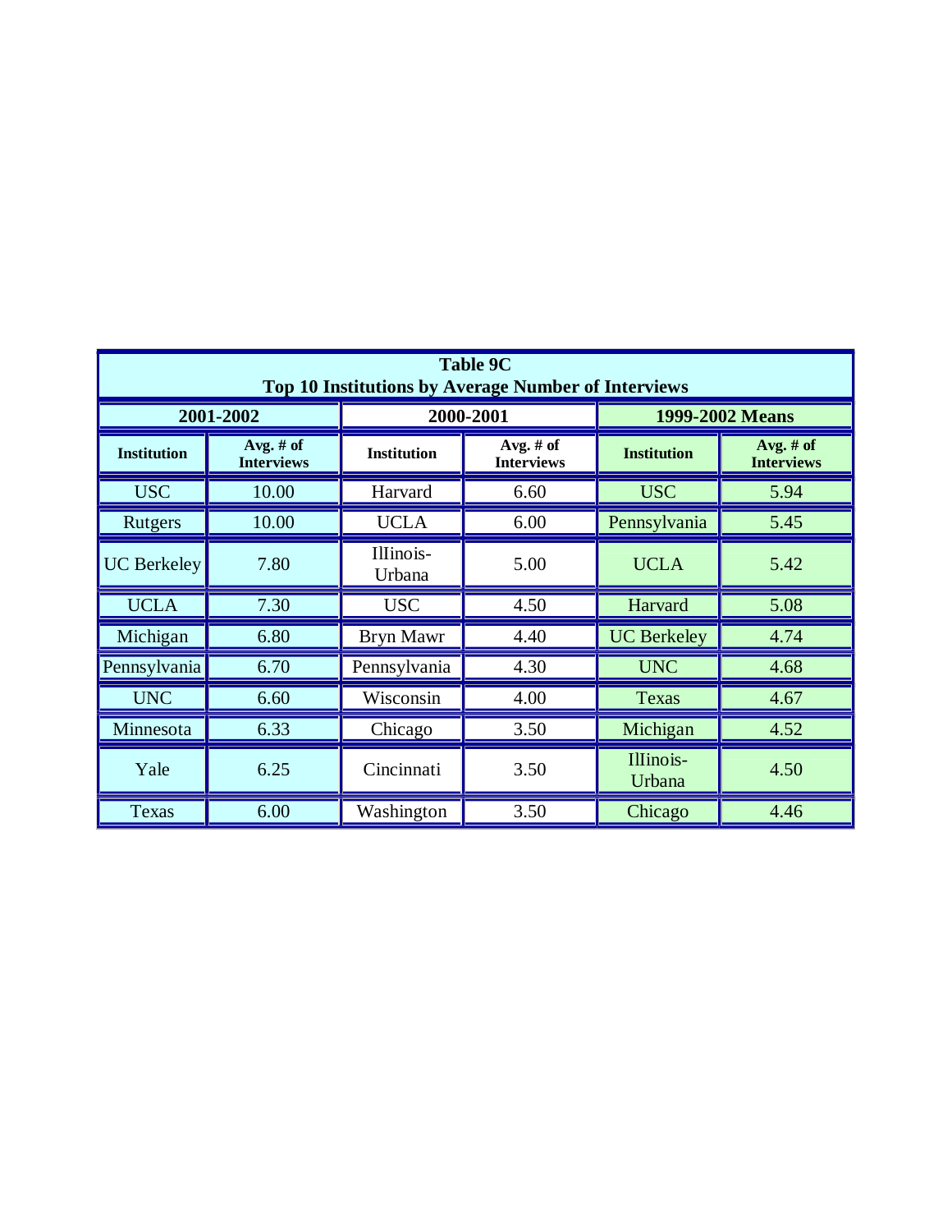**Table 9C**
**Top 10 Institutions by Average Number of Interviews**

| 2001-2002 | | 2000-2001 | | 1999-2002 Means | |
|---|---|---|---|---|---|
| **Institution** | **Avg. # of Interviews** | **Institution** | **Avg. # of Interviews** | **Institution** | **Avg. # of Interviews** |
| USC | 10.00 | Harvard | 6.60 | USC | 5.94 |
| Rutgers | 10.00 | UCLA | 6.00 | Pennsylvania | 5.45 |
| UC Berkeley | 7.80 | Illinois-Urbana | 5.00 | UCLA | 5.42 |
| UCLA | 7.30 | USC | 4.50 | Harvard | 5.08 |
| Michigan | 6.80 | Bryn Mawr | 4.40 | UC Berkeley | 4.74 |
| Pennsylvania | 6.70 | Pennsylvania | 4.30 | UNC | 4.68 |
| UNC | 6.60 | Wisconsin | 4.00 | Texas | 4.67 |
| Minnesota | 6.33 | Chicago | 3.50 | Michigan | 4.52 |
| Yale | 6.25 | Cincinnati | 3.50 | Illinois-Urbana | 4.50 |
| Texas | 6.00 | Washington | 3.50 | Chicago | 4.46 |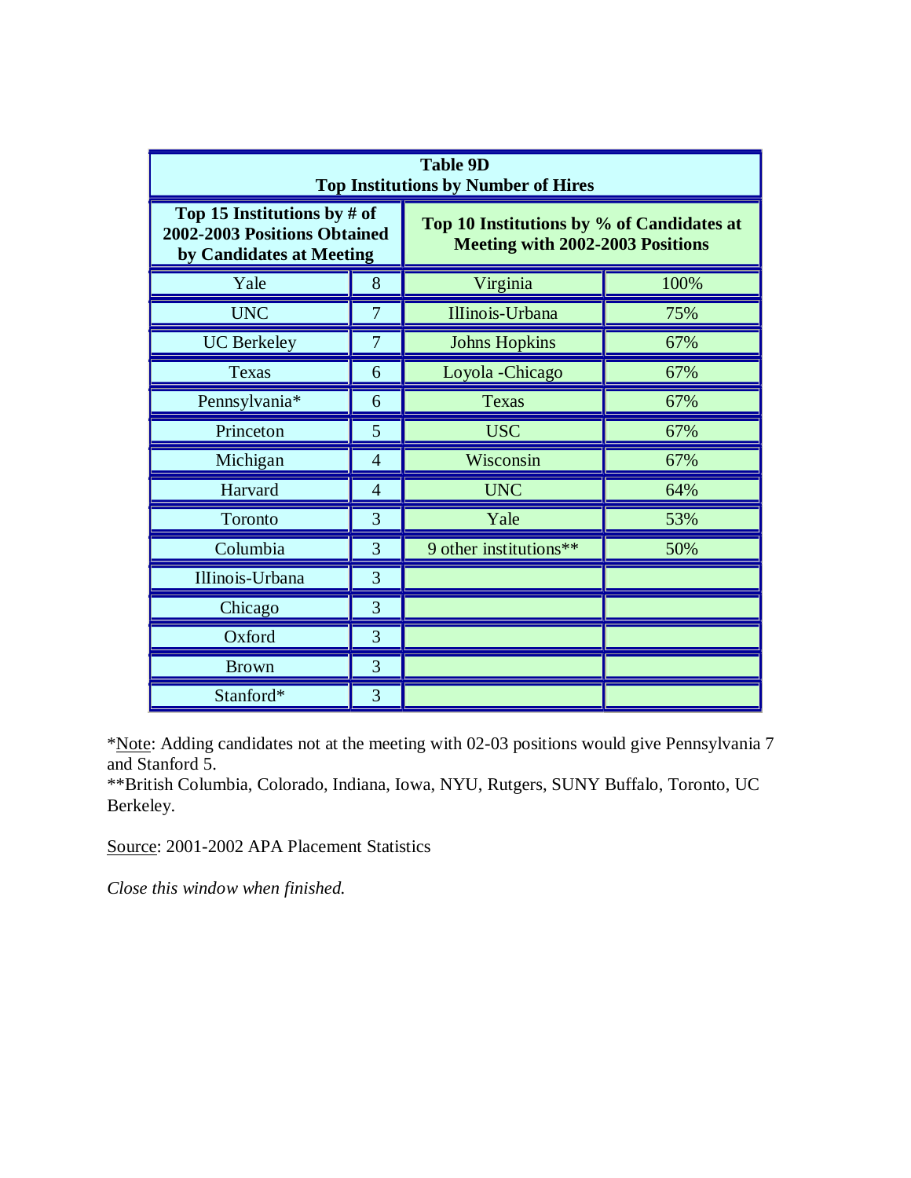| Table 9D<br>Top Institutions by Number of Hires | | | |
|---|---|---|---|
| **Top 15 Institutions by # of 2002-2003 Positions Obtained by Candidates at Meeting** | | **Top 10 Institutions by % of Candidates at Meeting with 2002-2003 Positions** | |
| Yale | 8 | Virginia | 100% |
| UNC | 7 | Illinois-Urbana | 75% |
| UC Berkeley | 7 | Johns Hopkins | 67% |
| Texas | 6 | Loyola -Chicago | 67% |
| Pennsylvania* | 6 | Texas | 67% |
| Princeton | 5 | USC | 67% |
| Michigan | 4 | Wisconsin | 67% |
| Harvard | 4 | UNC | 64% |
| Toronto | 3 | Yale | 53% |
| Columbia | 3 | 9 other institutions** | 50% |
| Illinois-Urbana | 3 | | |
| Chicago | 3 | | |
| Oxford | 3 | | |
| Brown | 3 | | |
| Stanford* | 3 | | |

*Note: Adding candidates not at the meeting with 02-03 positions would give Pennsylvania 7 and Stanford 5.
**British Columbia, Colorado, Indiana, Iowa, NYU, Rutgers, SUNY Buffalo, Toronto, UC Berkeley.

Source: 2001-2002 APA Placement Statistics

*Close this window when finished.*